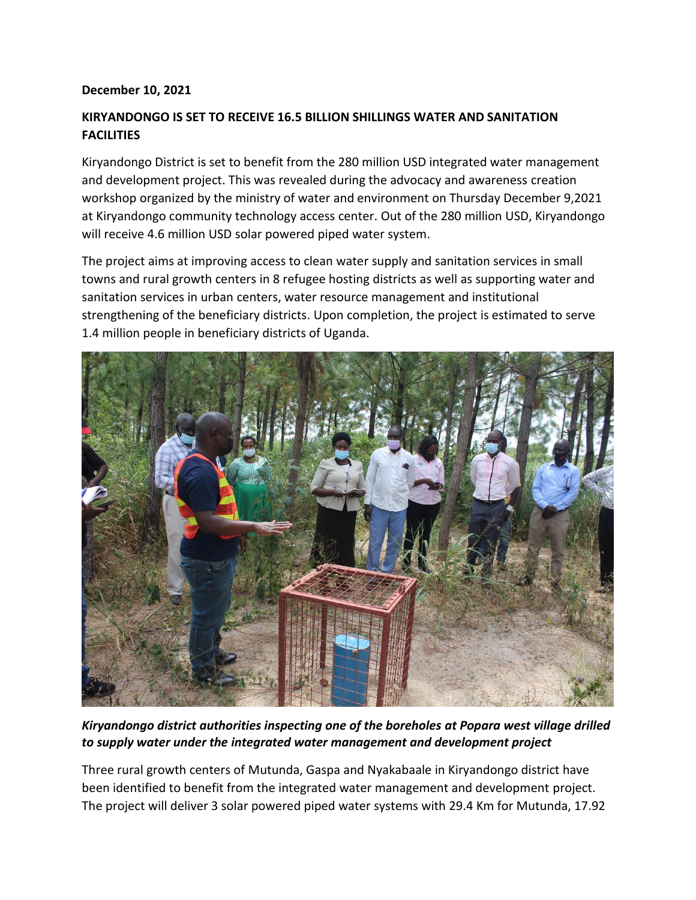**December 10, 2021**

**KIRYANDONGO IS SET TO RECEIVE 16.5 BILLION SHILLINGS WATER AND SANITATION FACILITIES**

Kiryandongo District is set to benefit from the 280 million USD integrated water management and development project. This was revealed during the advocacy and awareness creation workshop organized by the ministry of water and environment on Thursday December 9,2021 at Kiryandongo community technology access center. Out of the 280 million USD, Kiryandongo will receive 4.6 million USD solar powered piped water system.

The project aims at improving access to clean water supply and sanitation services in small towns and rural growth centers in 8 refugee hosting districts as well as supporting water and sanitation services in urban centers, water resource management and institutional strengthening of the beneficiary districts. Upon completion, the project is estimated to serve 1.4 million people in beneficiary districts of Uganda.

***Kiryandongo district authorities inspecting one of the boreholes at Popara west village drilled to supply water under the integrated water management and development project***

Three rural growth centers of Mutunda, Gaspa and Nyakabaale in Kiryandongo district have been identified to benefit from the integrated water management and development project. The project will deliver 3 solar powered piped water systems with 29.4 Km for Mutunda, 17.92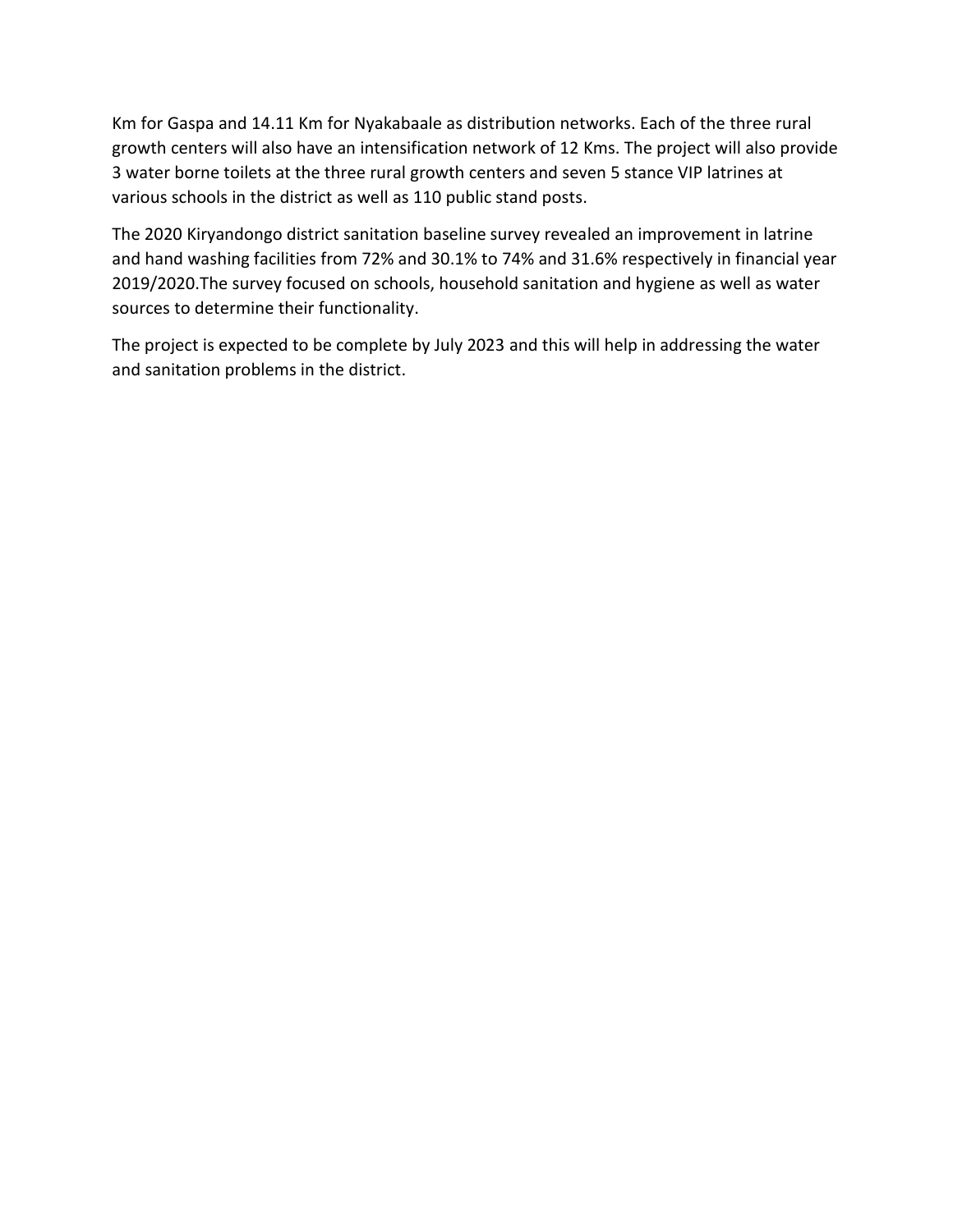Km for Gaspa and 14.11 Km for Nyakabaale as distribution networks. Each of the three rural growth centers will also have an intensification network of 12 Kms. The project will also provide 3 water borne toilets at the three rural growth centers and seven 5 stance VIP latrines at various schools in the district as well as 110 public stand posts.

The 2020 Kiryandongo district sanitation baseline survey revealed an improvement in latrine and hand washing facilities from 72% and 30.1% to 74% and 31.6% respectively in financial year 2019/2020.The survey focused on schools, household sanitation and hygiene as well as water sources to determine their functionality.

The project is expected to be complete by July 2023 and this will help in addressing the water and sanitation problems in the district.